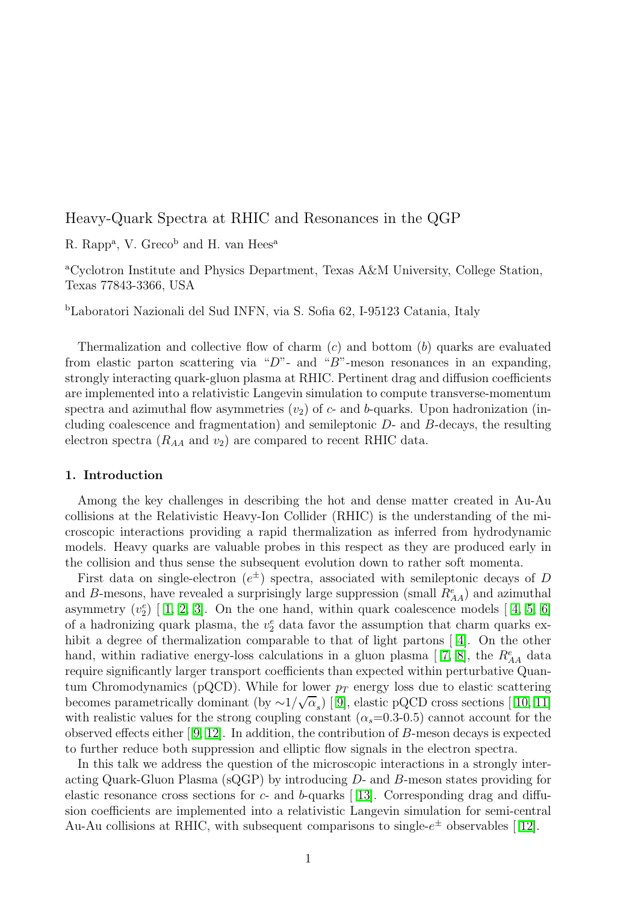# Heavy-Quark Spectra at RHIC and Resonances in the QGP

R. Rapp[a], V. Greco[b] and H. van Hees[a]

[a]Cyclotron Institute and Physics Department, Texas A&M University, College Station, Texas 77843-3366, USA

[b]Laboratori Nazionali del Sud INFN, via S. Sofia 62, I-95123 Catania, Italy

Thermalization and collective flow of charm ($c$) and bottom ($b$) quarks are evaluated from elastic parton scattering via "$D$"- and "$B$"-meson resonances in an expanding, strongly interacting quark-gluon plasma at RHIC. Pertinent drag and diffusion coefficients are implemented into a relativistic Langevin simulation to compute transverse-momentum spectra and azimuthal flow asymmetries ($v_2$) of $c$- and $b$-quarks. Upon hadronization (including coalescence and fragmentation) and semileptonic $D$- and $B$-decays, the resulting electron spectra ($R_{AA}$ and $v_2$) are compared to recent RHIC data.

## 1. Introduction

Among the key challenges in describing the hot and dense matter created in Au-Au collisions at the Relativistic Heavy-Ion Collider (RHIC) is the understanding of the microscopic interactions providing a rapid thermalization as inferred from hydrodynamic models. Heavy quarks are valuable probes in this respect as they are produced early in the collision and thus sense the subsequent evolution down to rather soft momenta.

First data on single-electron ($e^{\pm}$) spectra, associated with semileptonic decays of $D$ and $B$-mesons, have revealed a surprisingly large suppression (small $R^e_{AA}$) and azimuthal asymmetry ($v^e_2$) [1, 2, 3]. On the one hand, within quark coalescence models [4, 5, 6] of a hadronizing quark plasma, the $v^e_2$ data favor the assumption that charm quarks exhibit a degree of thermalization comparable to that of light partons [4]. On the other hand, within radiative energy-loss calculations in a gluon plasma [7, 8], the $R^e_{AA}$ data require significantly larger transport coefficients than expected within perturbative Quantum Chromodynamics (pQCD). While for lower $p_T$ energy loss due to elastic scattering becomes parametrically dominant (by $\sim 1/\sqrt{\alpha_s}$) [9], elastic pQCD cross sections [10, 11] with realistic values for the strong coupling constant ($\alpha_s$=0.3-0.5) cannot account for the observed effects either [9, 12]. In addition, the contribution of $B$-meson decays is expected to further reduce both suppression and elliptic flow signals in the electron spectra.

In this talk we address the question of the microscopic interactions in a strongly interacting Quark-Gluon Plasma (sQGP) by introducing $D$- and $B$-meson states providing for elastic resonance cross sections for $c$- and $b$-quarks [13]. Corresponding drag and diffusion coefficients are implemented into a relativistic Langevin simulation for semi-central Au-Au collisions at RHIC, with subsequent comparisons to single-$e^{\pm}$ observables [12].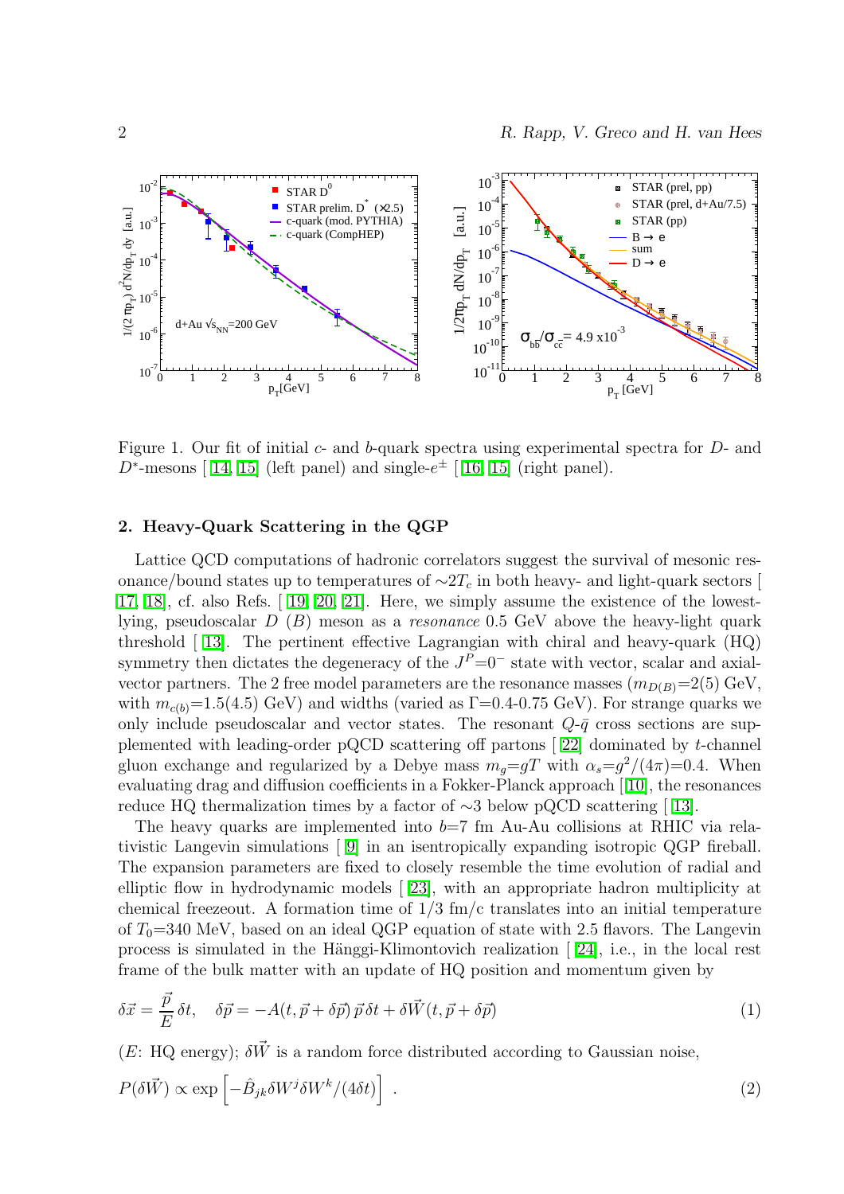Figure 1. Our fit of initial $c$- and $b$-quark spectra using experimental spectra for $D$- and $D^*$-mesons [ [14, 15] (left panel) and single-$e^{\pm}$ [ [16, 15] (right panel).

## 2. Heavy-Quark Scattering in the QGP

Lattice QCD computations of hadronic correlators suggest the survival of mesonic resonance/bound states up to temperatures of $\sim 2T_c$ in both heavy- and light-quark sectors [ [17, 18], cf. also Refs. [ [19, 20, 21]. Here, we simply assume the existence of the lowest-lying, pseudoscalar $D$ ($B$) meson as a *resonance* 0.5 GeV above the heavy-light quark threshold [ [13]. The pertinent effective Lagrangian with chiral and heavy-quark (HQ) symmetry then dictates the degeneracy of the $J^P$=$0^-$ state with vector, scalar and axial-vector partners. The 2 free model parameters are the resonance masses ($m_{D(B)}$=2(5) GeV, with $m_{c(b)}$=1.5(4.5) GeV) and widths (varied as $\Gamma$=0.4-0.75 GeV). For strange quarks we only include pseudoscalar and vector states. The resonant $Q$-$\bar{q}$ cross sections are supplemented with leading-order pQCD scattering off partons [ [22] dominated by $t$-channel gluon exchange and regularized by a Debye mass $m_g$=$gT$ with $\alpha_s$=$g^2/(4\pi)$=0.4. When evaluating drag and diffusion coefficients in a Fokker-Planck approach [ [10], the resonances reduce HQ thermalization times by a factor of $\sim$3 below pQCD scattering [ [13].

The heavy quarks are implemented into $b$=7 fm Au-Au collisions at RHIC via relativistic Langevin simulations [ [9] in an isentropically expanding isotropic QGP fireball. The expansion parameters are fixed to closely resemble the time evolution of radial and elliptic flow in hydrodynamic models [ [23], with an appropriate hadron multiplicity at chemical freezeout. A formation time of 1/3 fm/c translates into an initial temperature of $T_0$=340 MeV, based on an ideal QGP equation of state with 2.5 flavors. The Langevin process is simulated in the Hänggi-Klimontovich realization [ [24], i.e., in the local rest frame of the bulk matter with an update of HQ position and momentum given by

$$\delta \vec{x} = \frac{\vec{p}}{E}\,\delta t, \quad \delta \vec{p} = -A(t, \vec{p} + \delta\vec{p})\,\vec{p}\,\delta t + \delta\vec{W}(t, \vec{p} + \delta\vec{p}) \tag{1}$$

($E$: HQ energy); $\delta\vec{W}$ is a random force distributed according to Gaussian noise,

$$P(\delta\vec{W}) \propto \exp\left[-\hat{B}_{jk}\delta W^j \delta W^k/(4\delta t)\right] \ . \tag{2}$$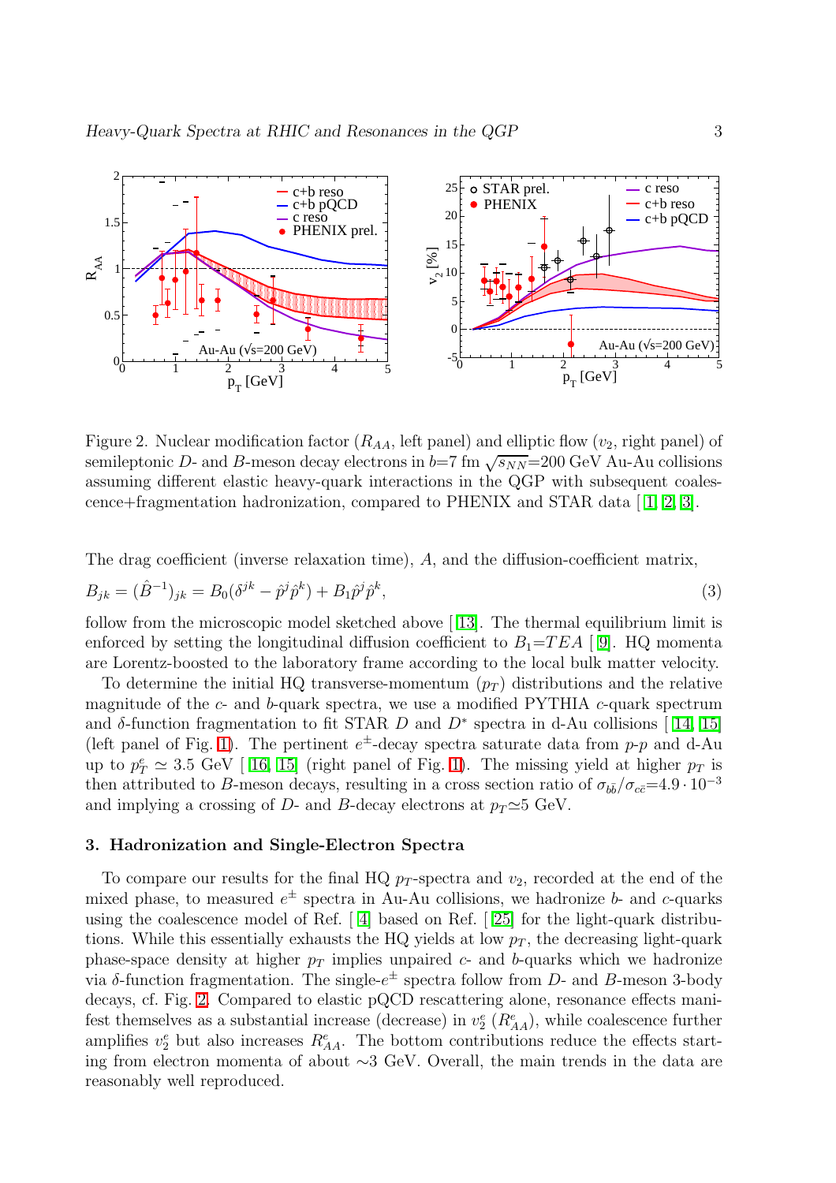Figure 2. Nuclear modification factor ($R_{AA}$, left panel) and elliptic flow ($v_2$, right panel) of semileptonic $D$- and $B$-meson decay electrons in $b$=7 fm $\sqrt{s_{NN}}$=200 GeV Au-Au collisions assuming different elastic heavy-quark interactions in the QGP with subsequent coalescence+fragmentation hadronization, compared to PHENIX and STAR data [1, 2, 3].

The drag coefficient (inverse relaxation time), $A$, and the diffusion-coefficient matrix,

$$B_{jk} = (\hat{B}^{-1})_{jk} = B_0(\delta^{jk} - \hat{p}^j\hat{p}^k) + B_1\hat{p}^j\hat{p}^k, \tag{3}$$

follow from the microscopic model sketched above [13]. The thermal equilibrium limit is enforced by setting the longitudinal diffusion coefficient to $B_1$=$TEA$ [9]. HQ momenta are Lorentz-boosted to the laboratory frame according to the local bulk matter velocity.

To determine the initial HQ transverse-momentum ($p_T$) distributions and the relative magnitude of the $c$- and $b$-quark spectra, we use a modified PYTHIA $c$-quark spectrum and $\delta$-function fragmentation to fit STAR $D$ and $D^*$ spectra in d-Au collisions [14, 15] (left panel of Fig. 1). The pertinent $e^{\pm}$-decay spectra saturate data from $p$-$p$ and d-Au up to $p_T^e \simeq 3.5$ GeV [16, 15] (right panel of Fig. 1). The missing yield at higher $p_T$ is then attributed to $B$-meson decays, resulting in a cross section ratio of $\sigma_{b\bar{b}}/\sigma_{c\bar{c}}$=$4.9 \cdot 10^{-3}$ and implying a crossing of $D$- and $B$-decay electrons at $p_T$≃5 GeV.

## 3. Hadronization and Single-Electron Spectra

To compare our results for the final HQ $p_T$-spectra and $v_2$, recorded at the end of the mixed phase, to measured $e^{\pm}$ spectra in Au-Au collisions, we hadronize $b$- and $c$-quarks using the coalescence model of Ref. [4] based on Ref. [25] for the light-quark distributions. While this essentially exhausts the HQ yields at low $p_T$, the decreasing light-quark phase-space density at higher $p_T$ implies unpaired $c$- and $b$-quarks which we hadronize via $\delta$-function fragmentation. The single-$e^{\pm}$ spectra follow from $D$- and $B$-meson 3-body decays, cf. Fig. 2. Compared to elastic pQCD rescattering alone, resonance effects manifest themselves as a substantial increase (decrease) in $v_2^e$ ($R_{AA}^e$), while coalescence further amplifies $v_2^e$ but also increases $R_{AA}^e$. The bottom contributions reduce the effects starting from electron momenta of about ∼3 GeV. Overall, the main trends in the data are reasonably well reproduced.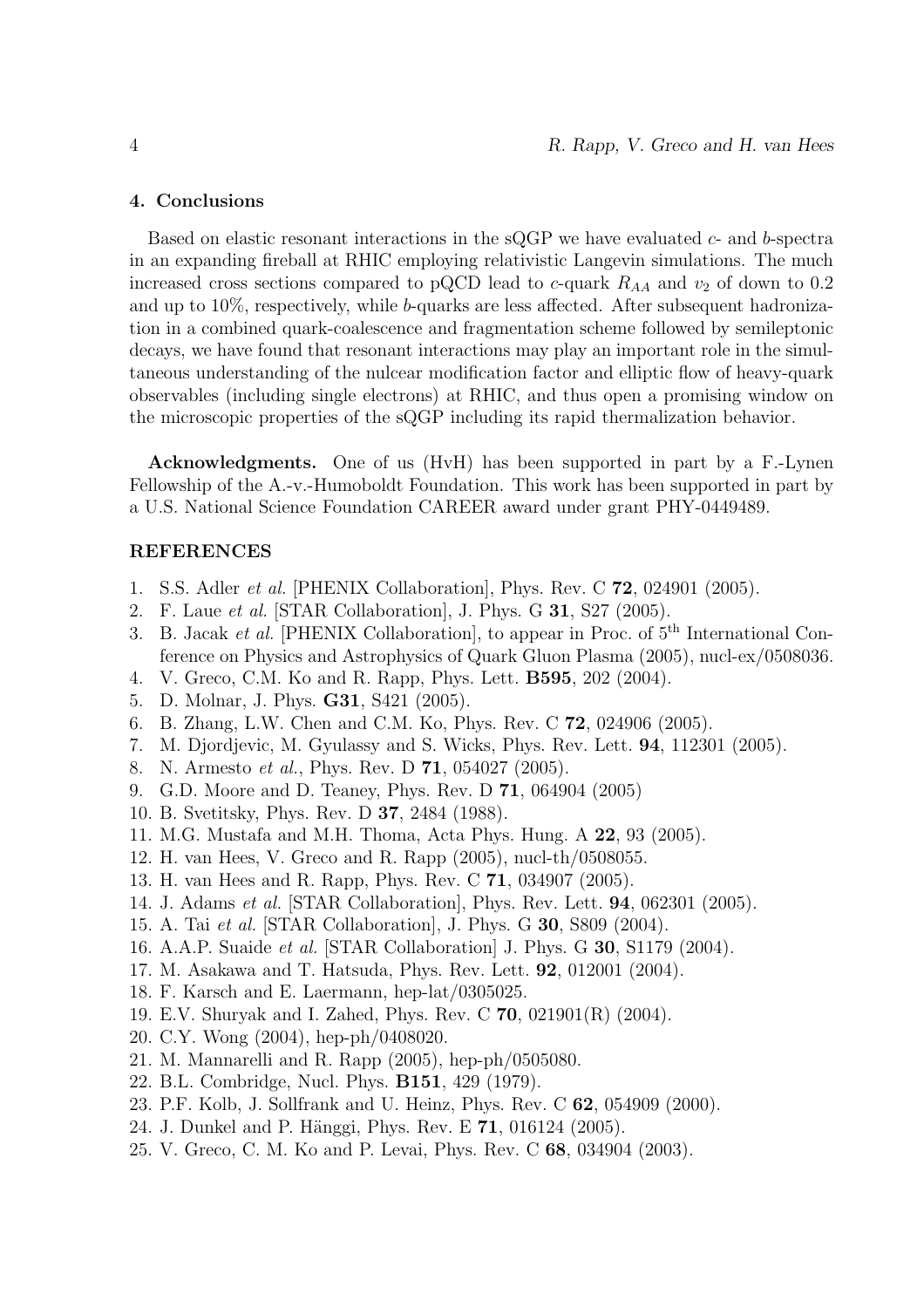## 4. Conclusions

Based on elastic resonant interactions in the sQGP we have evaluated $c$- and $b$-spectra in an expanding fireball at RHIC employing relativistic Langevin simulations. The much increased cross sections compared to pQCD lead to $c$-quark $R_{AA}$ and $v_2$ of down to 0.2 and up to 10%, respectively, while $b$-quarks are less affected. After subsequent hadronization in a combined quark-coalescence and fragmentation scheme followed by semileptonic decays, we have found that resonant interactions may play an important role in the simultaneous understanding of the nulcear modification factor and elliptic flow of heavy-quark observables (including single electrons) at RHIC, and thus open a promising window on the microscopic properties of the sQGP including its rapid thermalization behavior.

**Acknowledgments.** One of us (HvH) has been supported in part by a F.-Lynen Fellowship of the A.-v.-Humoboldt Foundation. This work has been supported in part by a U.S. National Science Foundation CAREER award under grant PHY-0449489.

## REFERENCES

1. S.S. Adler *et al.* [PHENIX Collaboration], Phys. Rev. C **72**, 024901 (2005).
2. F. Laue *et al.* [STAR Collaboration], J. Phys. G **31**, S27 (2005).
3. B. Jacak *et al.* [PHENIX Collaboration], to appear in Proc. of 5th International Conference on Physics and Astrophysics of Quark Gluon Plasma (2005), nucl-ex/0508036.
4. V. Greco, C.M. Ko and R. Rapp, Phys. Lett. **B595**, 202 (2004).
5. D. Molnar, J. Phys. **G31**, S421 (2005).
6. B. Zhang, L.W. Chen and C.M. Ko, Phys. Rev. C **72**, 024906 (2005).
7. M. Djordjevic, M. Gyulassy and S. Wicks, Phys. Rev. Lett. **94**, 112301 (2005).
8. N. Armesto *et al.*, Phys. Rev. D **71**, 054027 (2005).
9. G.D. Moore and D. Teaney, Phys. Rev. D **71**, 064904 (2005)
10. B. Svetitsky, Phys. Rev. D **37**, 2484 (1988).
11. M.G. Mustafa and M.H. Thoma, Acta Phys. Hung. A **22**, 93 (2005).
12. H. van Hees, V. Greco and R. Rapp (2005), nucl-th/0508055.
13. H. van Hees and R. Rapp, Phys. Rev. C **71**, 034907 (2005).
14. J. Adams *et al.* [STAR Collaboration], Phys. Rev. Lett. **94**, 062301 (2005).
15. A. Tai *et al.* [STAR Collaboration], J. Phys. G **30**, S809 (2004).
16. A.A.P. Suaide *et al.* [STAR Collaboration] J. Phys. G **30**, S1179 (2004).
17. M. Asakawa and T. Hatsuda, Phys. Rev. Lett. **92**, 012001 (2004).
18. F. Karsch and E. Laermann, hep-lat/0305025.
19. E.V. Shuryak and I. Zahed, Phys. Rev. C **70**, 021901(R) (2004).
20. C.Y. Wong (2004), hep-ph/0408020.
21. M. Mannarelli and R. Rapp (2005), hep-ph/0505080.
22. B.L. Combridge, Nucl. Phys. **B151**, 429 (1979).
23. P.F. Kolb, J. Sollfrank and U. Heinz, Phys. Rev. C **62**, 054909 (2000).
24. J. Dunkel and P. Hänggi, Phys. Rev. E **71**, 016124 (2005).
25. V. Greco, C. M. Ko and P. Levai, Phys. Rev. C **68**, 034904 (2003).